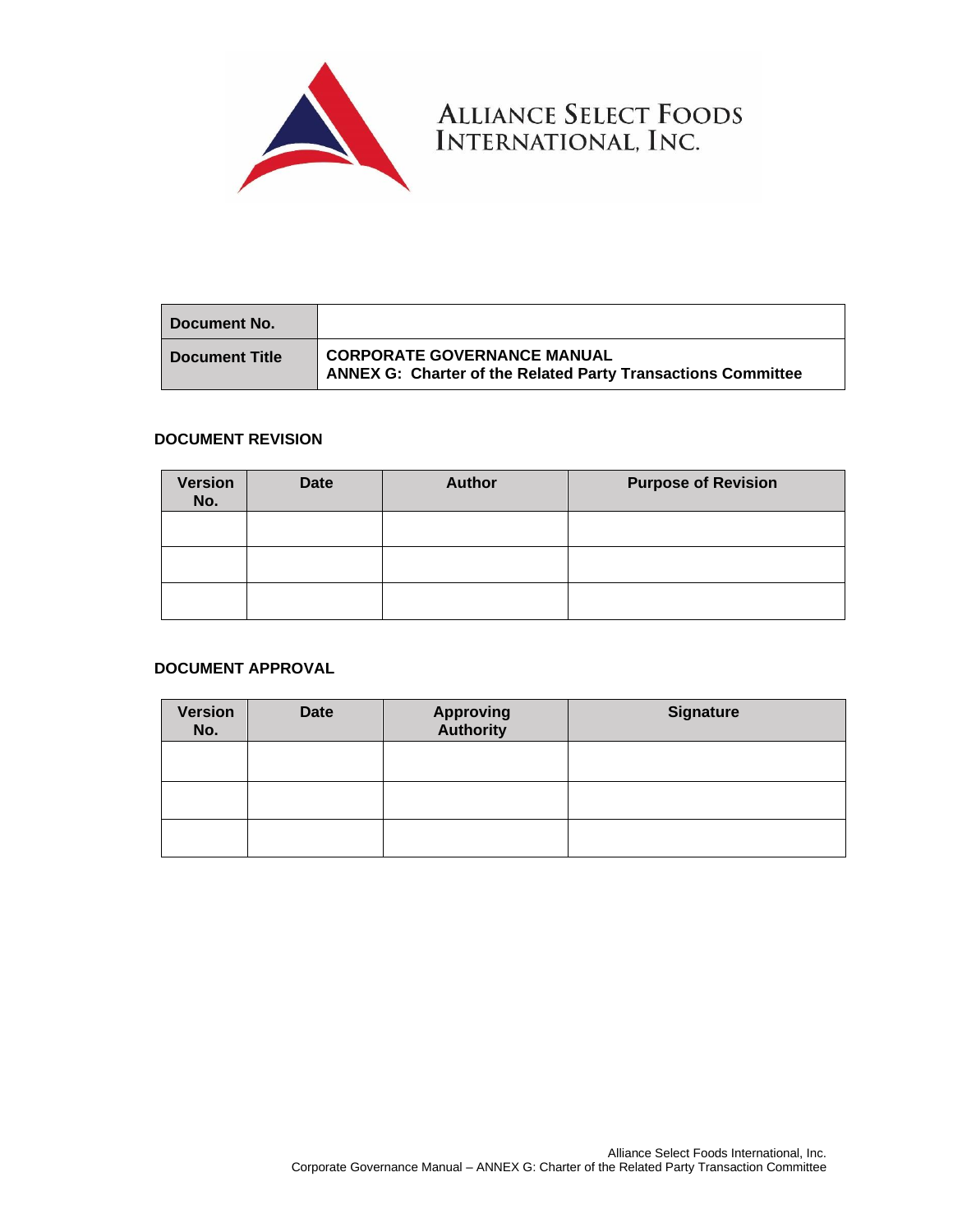ALLIANCE SELECT FOODS INTERNATIONAL, INC.

| Document No. | |
|---|---|
| Document Title | **CORPORATE GOVERNANCE MANUAL**<br>**ANNEX G: Charter of the Related Party Transactions Committee** |

**DOCUMENT REVISION**

| Version No. | Date | Author | Purpose of Revision |
|---|---|---|---|
| | | | |
| | | | |
| | | | |

**DOCUMENT APPROVAL**

| Version No. | Date | Approving Authority | Signature |
|---|---|---|---|
| | | | |
| | | | |
| | | | |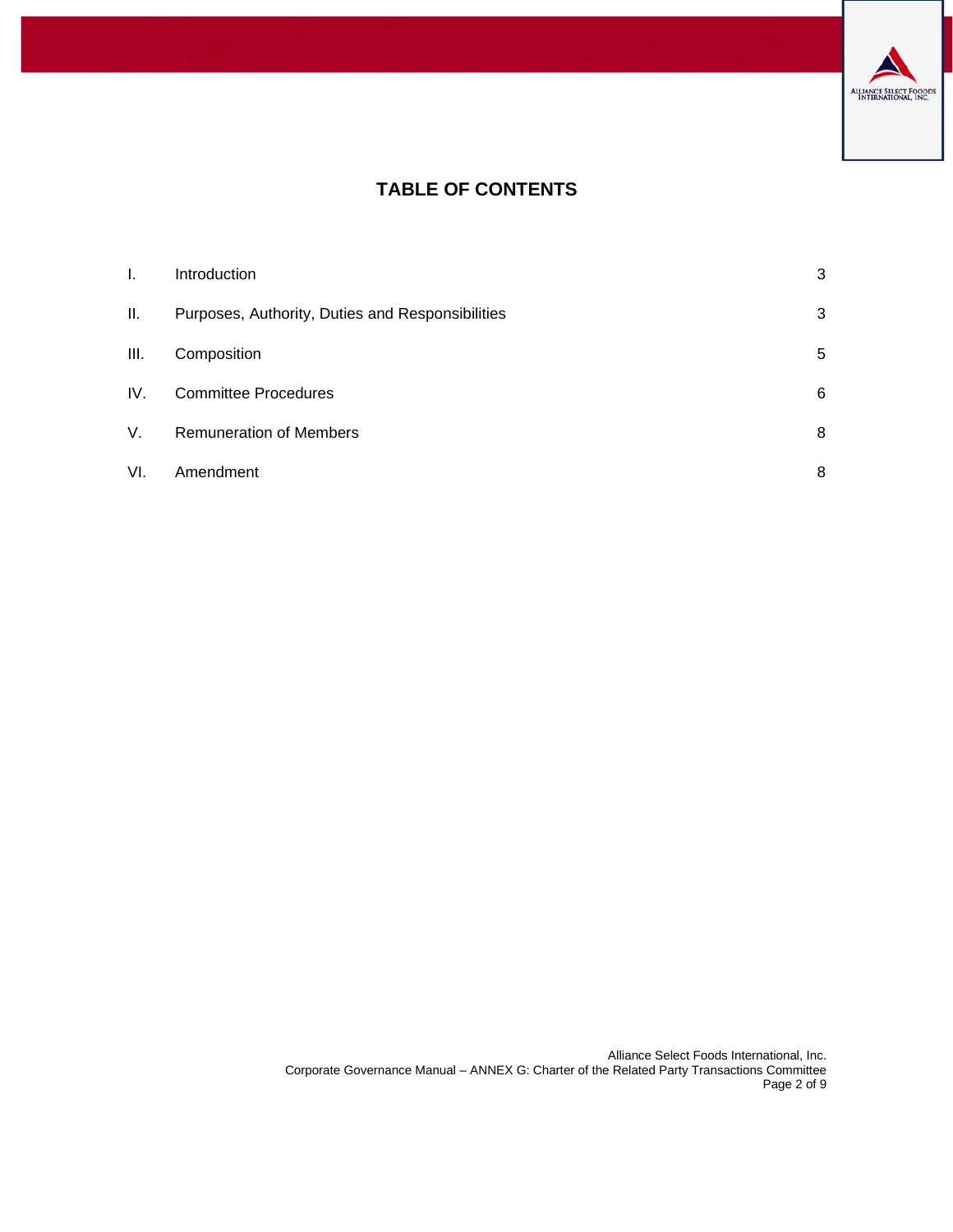# TABLE OF CONTENTS

| | | |
|---|---|---|
| I. | Introduction | 3 |
| II. | Purposes, Authority, Duties and Responsibilities | 3 |
| III. | Composition | 5 |
| IV. | Committee Procedures | 6 |
| V. | Remuneration of Members | 8 |
| VI. | Amendment | 8 |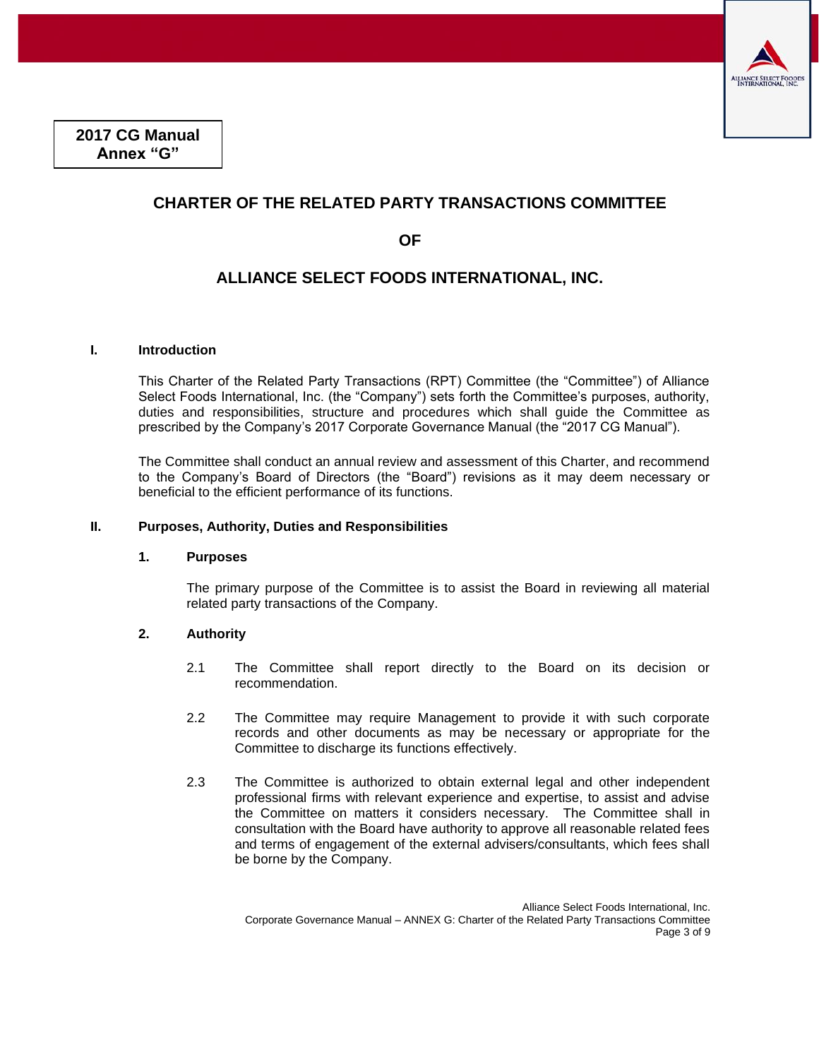**2017 CG Manual**
**Annex "G"**

# CHARTER OF THE RELATED PARTY TRANSACTIONS COMMITTEE

# OF

# ALLIANCE SELECT FOODS INTERNATIONAL, INC.

## I. Introduction

This Charter of the Related Party Transactions (RPT) Committee (the "Committee") of Alliance Select Foods International, Inc. (the "Company") sets forth the Committee's purposes, authority, duties and responsibilities, structure and procedures which shall guide the Committee as prescribed by the Company's 2017 Corporate Governance Manual (the "2017 CG Manual").

The Committee shall conduct an annual review and assessment of this Charter, and recommend to the Company's Board of Directors (the "Board") revisions as it may deem necessary or beneficial to the efficient performance of its functions.

## II. Purposes, Authority, Duties and Responsibilities

### 1. Purposes

The primary purpose of the Committee is to assist the Board in reviewing all material related party transactions of the Company.

### 2. Authority

2.1 The Committee shall report directly to the Board on its decision or recommendation.

2.2 The Committee may require Management to provide it with such corporate records and other documents as may be necessary or appropriate for the Committee to discharge its functions effectively.

2.3 The Committee is authorized to obtain external legal and other independent professional firms with relevant experience and expertise, to assist and advise the Committee on matters it considers necessary. The Committee shall in consultation with the Board have authority to approve all reasonable related fees and terms of engagement of the external advisers/consultants, which fees shall be borne by the Company.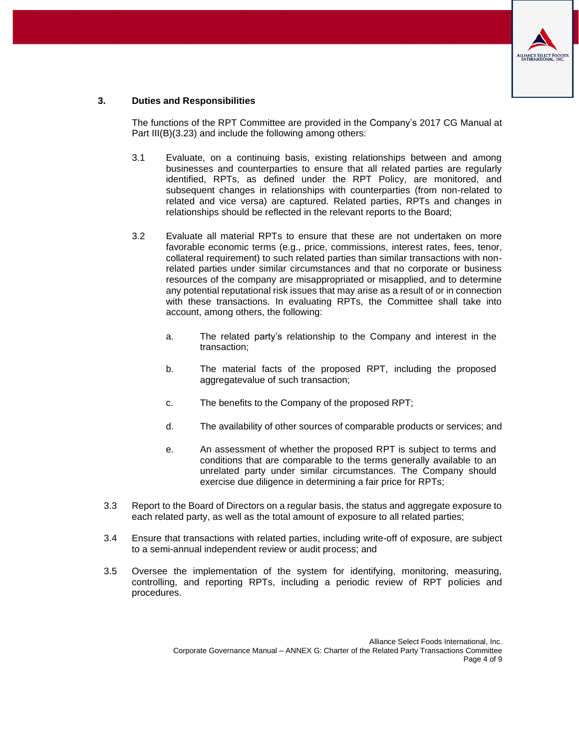## 3. Duties and Responsibilities

The functions of the RPT Committee are provided in the Company's 2017 CG Manual at Part III(B)(3.23) and include the following among others:

3.1 Evaluate, on a continuing basis, existing relationships between and among businesses and counterparties to ensure that all related parties are regularly identified, RPTs, as defined under the RPT Policy, are monitored, and subsequent changes in relationships with counterparties (from non-related to related and vice versa) are captured. Related parties, RPTs and changes in relationships should be reflected in the relevant reports to the Board;

3.2 Evaluate all material RPTs to ensure that these are not undertaken on more favorable economic terms (e.g., price, commissions, interest rates, fees, tenor, collateral requirement) to such related parties than similar transactions with non-related parties under similar circumstances and that no corporate or business resources of the company are misappropriated or misapplied, and to determine any potential reputational risk issues that may arise as a result of or in connection with these transactions. In evaluating RPTs, the Committee shall take into account, among others, the following:

   a. The related party's relationship to the Company and interest in the transaction;

   b. The material facts of the proposed RPT, including the proposed aggregatevalue of such transaction;

   c. The benefits to the Company of the proposed RPT;

   d. The availability of other sources of comparable products or services; and

   e. An assessment of whether the proposed RPT is subject to terms and conditions that are comparable to the terms generally available to an unrelated party under similar circumstances. The Company should exercise due diligence in determining a fair price for RPTs;

3.3 Report to the Board of Directors on a regular basis, the status and aggregate exposure to each related party, as well as the total amount of exposure to all related parties;

3.4 Ensure that transactions with related parties, including write-off of exposure, are subject to a semi-annual independent review or audit process; and

3.5 Oversee the implementation of the system for identifying, monitoring, measuring, controlling, and reporting RPTs, including a periodic review of RPT policies and procedures.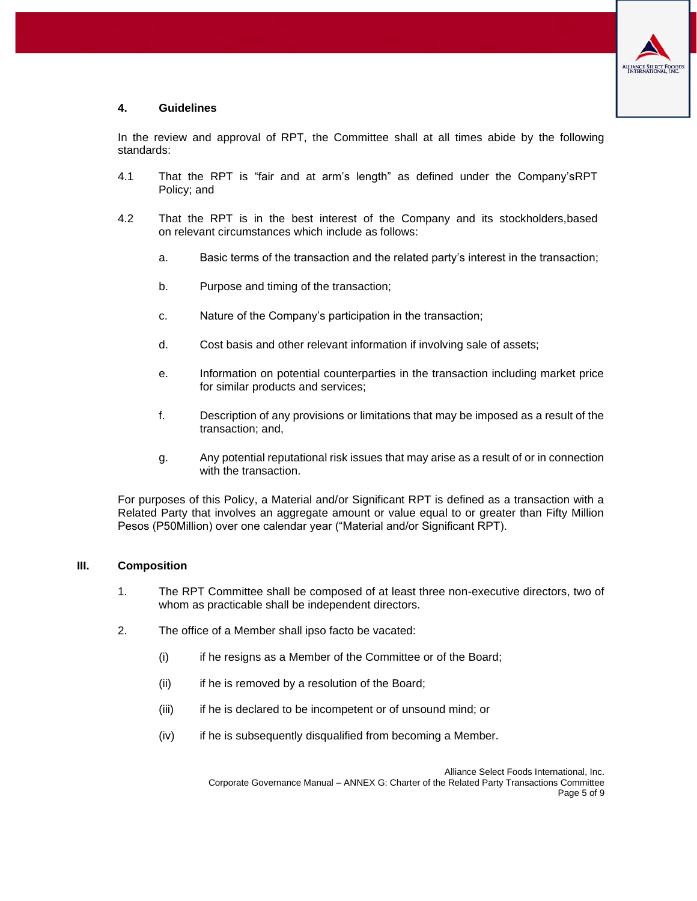#### 4. Guidelines

In the review and approval of RPT, the Committee shall at all times abide by the following standards:

4.1 That the RPT is "fair and at arm's length" as defined under the Company'sRPT Policy; and

4.2 That the RPT is in the best interest of the Company and its stockholders,based on relevant circumstances which include as follows:

   a. Basic terms of the transaction and the related party's interest in the transaction;

   b. Purpose and timing of the transaction;

   c. Nature of the Company's participation in the transaction;

   d. Cost basis and other relevant information if involving sale of assets;

   e. Information on potential counterparties in the transaction including market price for similar products and services;

   f. Description of any provisions or limitations that may be imposed as a result of the transaction; and,

   g. Any potential reputational risk issues that may arise as a result of or in connection with the transaction.

For purposes of this Policy, a Material and/or Significant RPT is defined as a transaction with a Related Party that involves an aggregate amount or value equal to or greater than Fifty Million Pesos (P50Million) over one calendar year ("Material and/or Significant RPT).

## III. Composition

1. The RPT Committee shall be composed of at least three non-executive directors, two of whom as practicable shall be independent directors.

2. The office of a Member shall ipso facto be vacated:

   (i) if he resigns as a Member of the Committee or of the Board;

   (ii) if he is removed by a resolution of the Board;

   (iii) if he is declared to be incompetent or of unsound mind; or

   (iv) if he is subsequently disqualified from becoming a Member.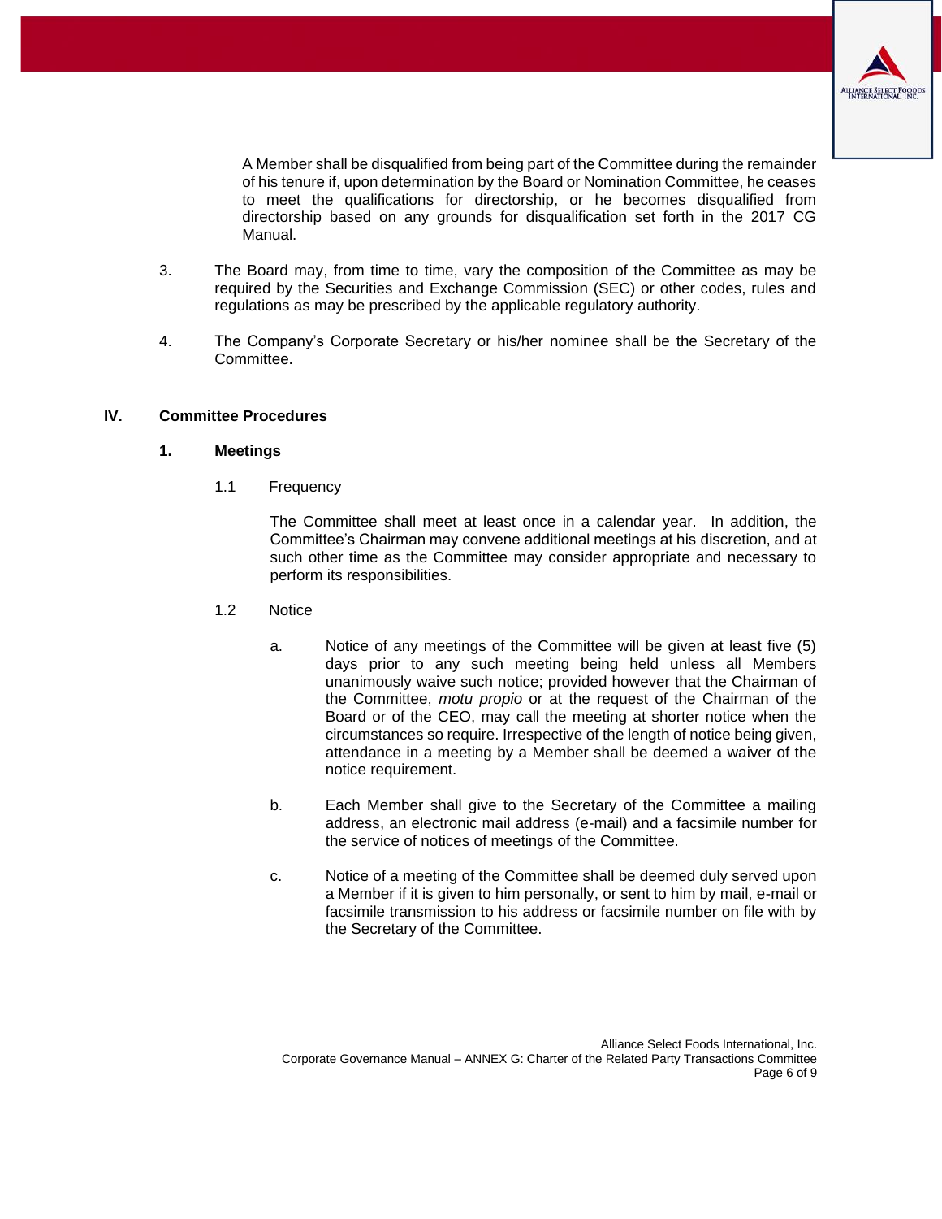A Member shall be disqualified from being part of the Committee during the remainder of his tenure if, upon determination by the Board or Nomination Committee, he ceases to meet the qualifications for directorship, or he becomes disqualified from directorship based on any grounds for disqualification set forth in the 2017 CG Manual.

3. The Board may, from time to time, vary the composition of the Committee as may be required by the Securities and Exchange Commission (SEC) or other codes, rules and regulations as may be prescribed by the applicable regulatory authority.

4. The Company's Corporate Secretary or his/her nominee shall be the Secretary of the Committee.

## IV. Committee Procedures

### 1. Meetings

1.1 Frequency

The Committee shall meet at least once in a calendar year. In addition, the Committee's Chairman may convene additional meetings at his discretion, and at such other time as the Committee may consider appropriate and necessary to perform its responsibilities.

1.2 Notice

a. Notice of any meetings of the Committee will be given at least five (5) days prior to any such meeting being held unless all Members unanimously waive such notice; provided however that the Chairman of the Committee, *motu propio* or at the request of the Chairman of the Board or of the CEO, may call the meeting at shorter notice when the circumstances so require. Irrespective of the length of notice being given, attendance in a meeting by a Member shall be deemed a waiver of the notice requirement.

b. Each Member shall give to the Secretary of the Committee a mailing address, an electronic mail address (e-mail) and a facsimile number for the service of notices of meetings of the Committee.

c. Notice of a meeting of the Committee shall be deemed duly served upon a Member if it is given to him personally, or sent to him by mail, e-mail or facsimile transmission to his address or facsimile number on file with by the Secretary of the Committee.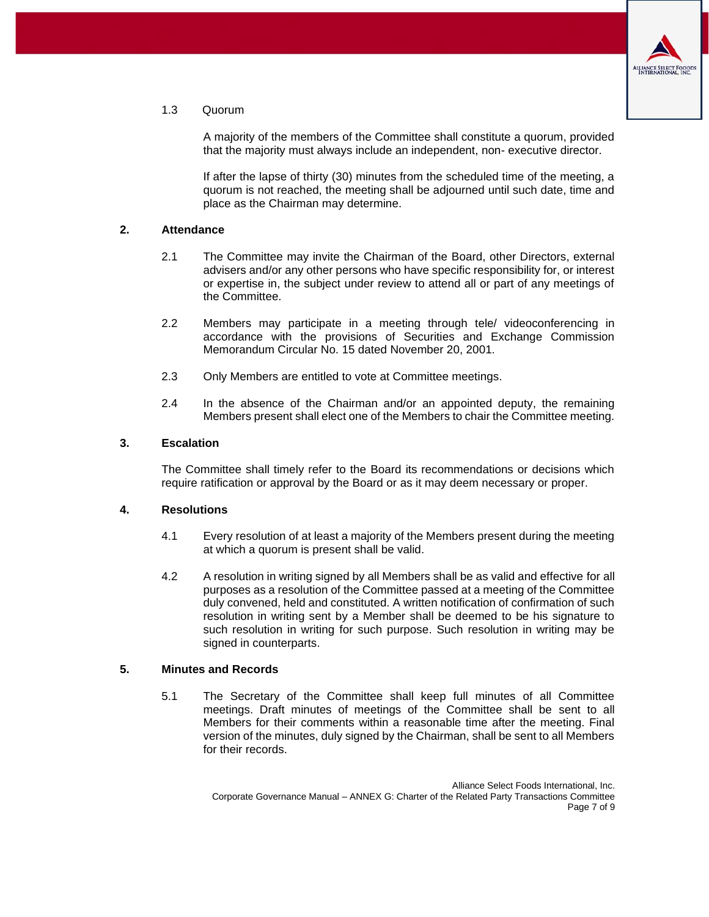1.3 Quorum

A majority of the members of the Committee shall constitute a quorum, provided that the majority must always include an independent, non- executive director.

If after the lapse of thirty (30) minutes from the scheduled time of the meeting, a quorum is not reached, the meeting shall be adjourned until such date, time and place as the Chairman may determine.

## 2. Attendance

2.1 The Committee may invite the Chairman of the Board, other Directors, external advisers and/or any other persons who have specific responsibility for, or interest or expertise in, the subject under review to attend all or part of any meetings of the Committee.

2.2 Members may participate in a meeting through tele/ videoconferencing in accordance with the provisions of Securities and Exchange Commission Memorandum Circular No. 15 dated November 20, 2001.

2.3 Only Members are entitled to vote at Committee meetings.

2.4 In the absence of the Chairman and/or an appointed deputy, the remaining Members present shall elect one of the Members to chair the Committee meeting.

## 3. Escalation

The Committee shall timely refer to the Board its recommendations or decisions which require ratification or approval by the Board or as it may deem necessary or proper.

## 4. Resolutions

4.1 Every resolution of at least a majority of the Members present during the meeting at which a quorum is present shall be valid.

4.2 A resolution in writing signed by all Members shall be as valid and effective for all purposes as a resolution of the Committee passed at a meeting of the Committee duly convened, held and constituted. A written notification of confirmation of such resolution in writing sent by a Member shall be deemed to be his signature to such resolution in writing for such purpose. Such resolution in writing may be signed in counterparts.

## 5. Minutes and Records

5.1 The Secretary of the Committee shall keep full minutes of all Committee meetings. Draft minutes of meetings of the Committee shall be sent to all Members for their comments within a reasonable time after the meeting. Final version of the minutes, duly signed by the Chairman, shall be sent to all Members for their records.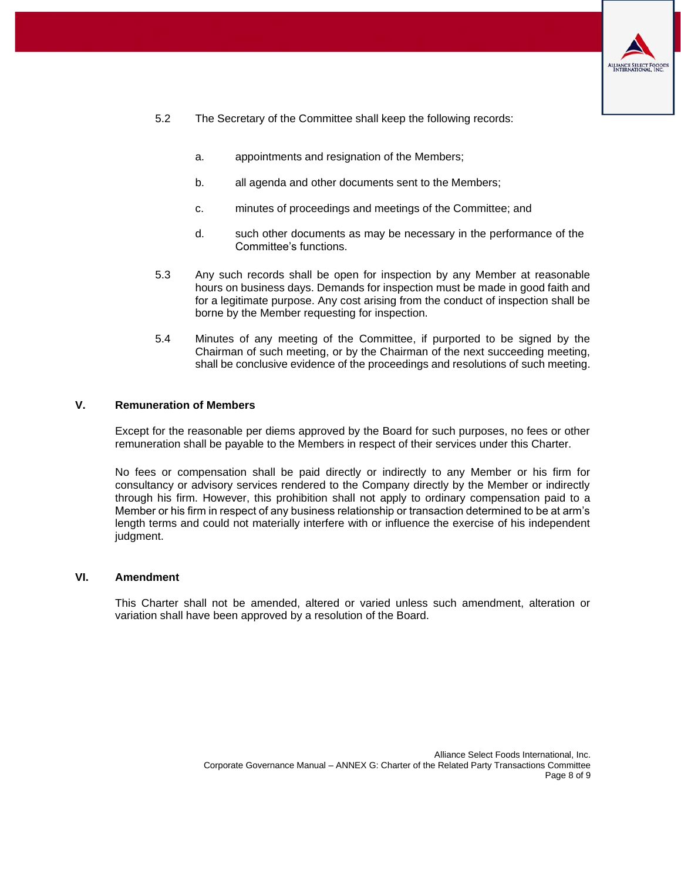5.2 The Secretary of the Committee shall keep the following records:

a. appointments and resignation of the Members;

b. all agenda and other documents sent to the Members;

c. minutes of proceedings and meetings of the Committee; and

d. such other documents as may be necessary in the performance of the Committee's functions.

5.3 Any such records shall be open for inspection by any Member at reasonable hours on business days. Demands for inspection must be made in good faith and for a legitimate purpose. Any cost arising from the conduct of inspection shall be borne by the Member requesting for inspection.

5.4 Minutes of any meeting of the Committee, if purported to be signed by the Chairman of such meeting, or by the Chairman of the next succeeding meeting, shall be conclusive evidence of the proceedings and resolutions of such meeting.

## V. Remuneration of Members

Except for the reasonable per diems approved by the Board for such purposes, no fees or other remuneration shall be payable to the Members in respect of their services under this Charter.

No fees or compensation shall be paid directly or indirectly to any Member or his firm for consultancy or advisory services rendered to the Company directly by the Member or indirectly through his firm. However, this prohibition shall not apply to ordinary compensation paid to a Member or his firm in respect of any business relationship or transaction determined to be at arm's length terms and could not materially interfere with or influence the exercise of his independent judgment.

## VI. Amendment

This Charter shall not be amended, altered or varied unless such amendment, alteration or variation shall have been approved by a resolution of the Board.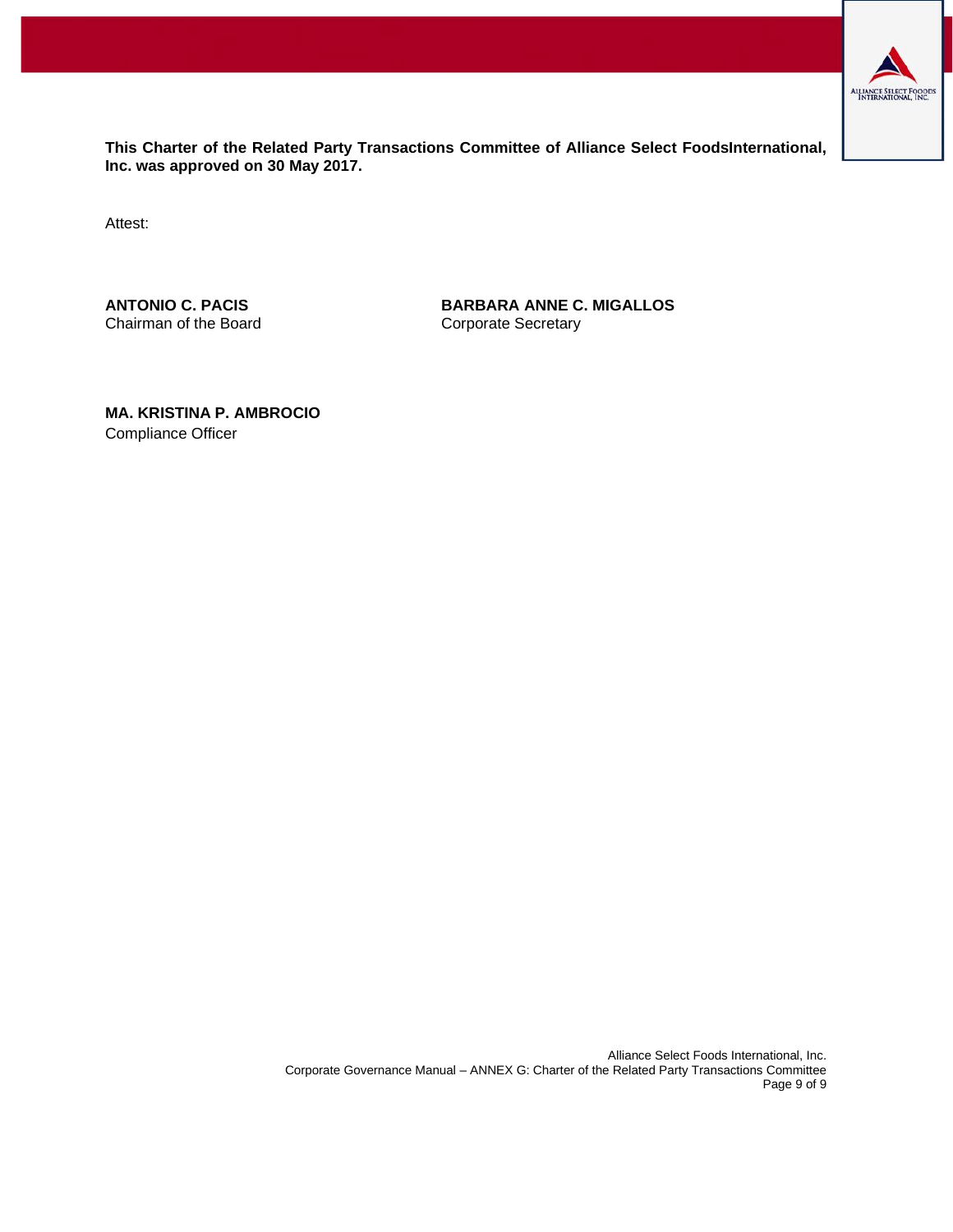**This Charter of the Related Party Transactions Committee of Alliance Select FoodsInternational, Inc. was approved on 30 May 2017.**

Attest:

**ANTONIO C. PACIS**
Chairman of the Board

**BARBARA ANNE C. MIGALLOS**
Corporate Secretary

**MA. KRISTINA P. AMBROCIO**
Compliance Officer